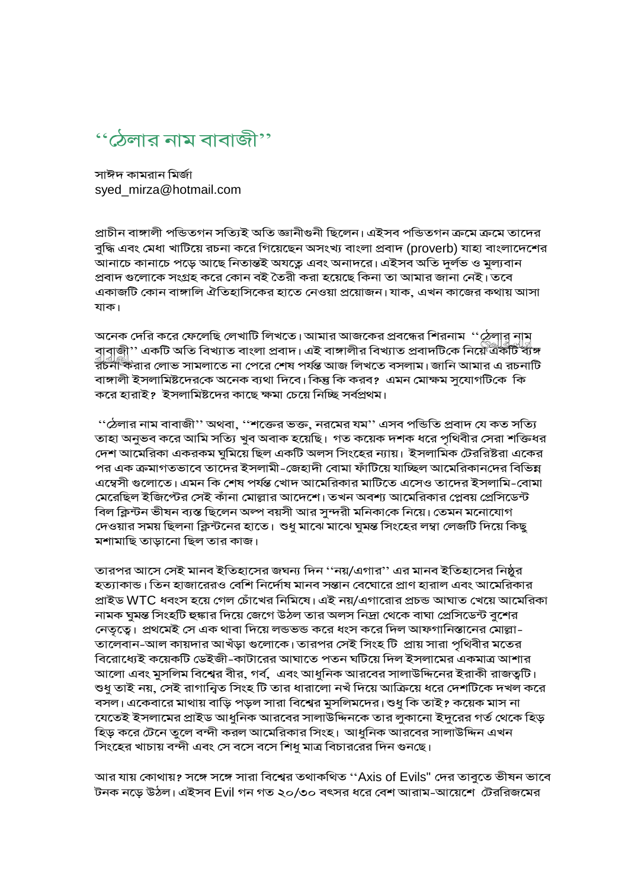# ''ঠেলার নাম বাবাজী''

সাঈদ কামরান মির্জা
syed_mirza@hotmail.com

প্রাচীন বাঙ্গালী পন্ডিতগন সত্যিই অতি জ্ঞানীগুনী ছিলেন। এইসব পন্ডিতগন ক্রমে ক্রমে তাদের বুদ্ধি এবং মেধা খাটিয়ে রচনা করে গিয়েছেন অসংখ্য বাংলা প্রবাদ (proverb) যাহা বাংলাদেশের আনাচে কানাচে পড়ে আছে নিতান্তই অযত্নে এবং অনাদরে। এইসব অতি দুর্লভ ও মুল্যবান প্রবাদ গুলোকে সংগ্রহ করে কোন বই তৈরী করা হয়েছে কিনা তা আমার জানা নেই। তবে একাজটি কোন বাঙ্গালি ঐতিহাসিকের হাতে নেওয়া প্রয়োজন। যাক, এখন কাজের কথায় আসা যাক।

অনেক দেরি করে ফেলেছি লেখাটি লিখতে। আমার আজকের প্রবন্ধের শিরনাম ''ঠেলার নাম বাবাজী'' একটি অতি বিখ্যাত বাংলা প্রবাদ। এই বাঙ্গালীর বিখ্যাত প্রবাদটিকে নিয়ে একটি ব্যঙ্গ রচনা করার লোভ সামলাতে না পেরে শেষ পর্যন্ত আজ লিখতে বসলাম। জানি আমার এ রচনাটি বাঙ্গালী ইসলামিষ্টদেরকে অনেক ব্যথা দিবে। কিন্তু কি করব? এমন মোক্ষম সুযোগটিকে কি করে হারাই? ইসলামিষ্টদের কাছে ক্ষমা চেয়ে নিচ্ছি সর্বপ্রথম।

''ঠেলার নাম বাবাজী'' অথবা, ''শক্তের ভক্ত, নরমের যম'' এসব পন্ডিতি প্রবাদ যে কত সত্যি তাহা অনুভব করে আমি সত্যি খুব অবাক হয়েছি। গত কয়েক দশক ধরে পৃথিবীর সেরা শক্তিধর দেশ আমেরিকা একরকম ঘুমিয়ে ছিল একটি অলস সিংহের ন্যায়। ইসলামিক টেররিষ্টরা একের পর এক ক্রমাগতভাবে তাদের ইসলামী-জেহাদী বোমা ফাঁটিয়ে যাচ্ছিল আমেরিকানদের বিভিন্ন এম্বেসী গুলোতে। এমন কি শেষ পর্যন্ত খোদ আমেরিকার মাটিতে এসেও তাদের ইসলামি-বোমা মেরেছিল ইজিপ্টের সেই কাঁনা মোল্লার আদেশে। তখন অবশ্য আমেরিকার প্লেবয় প্রেসিডেন্ট বিল ক্লিন্টন ভীষন ব্যস্ত ছিলেন অল্প বয়সী আর সুন্দরী মনিকাকে নিয়ে। তেমন মনোযোগ দেওয়ার সময় ছিলনা ক্লিন্টনের হাতে। শুধু মাঝে মাঝে ঘুমন্ত সিংহের লম্বা লেজটি দিয়ে কিছু মশামাছি তাড়ানো ছিল তার কাজ।

তারপর আসে সেই মানব ইতিহাসের জঘন্য দিন ''নয়/এগার'' এর মানব ইতিহাসের নিষ্ঠুর হত্যাকান্ড। তিন হাজারেরও বেশি নির্দোষ মানব সন্তান বেঘোরে প্রাণ হারাল এবং আমেরিকার প্রাইড WTC ধ্বংস হয়ে গেল চোঁখের নিমিষে। এই নয়/এগারোর প্রচন্ড আঘাত খেয়ে আমেরিকা নামক ঘুমন্ত সিংহটি হুঙ্কার দিয়ে জেগে উঠল তার অলস নিদ্রা থেকে বাঘা প্রেসিডেন্ট বুশের নেতৃত্বে। প্রথমেই সে এক থাবা দিয়ে লন্ডভন্ড করে ধ্বংস করে দিল আফগানিস্তানের মোল্লা-তালেবান-আল কায়দার আখঁড়া গুলোকে। তারপর সেই সিংহ টি প্রায় সারা পৃথিবীর মতের বিরোধ্যেই কয়েকটি ডেইজী-কাটারের আঘাতে পতন ঘটিয়ে দিল ইসলামের একমাত্র আশার আলো এবং মুসলিম বিশ্বের বীর, গর্ব, এবং আধুনিক আরবের সালাউদ্দিনের ইরাকী রাজত্বটি। শুধু তাই নয়, সেই রাগান্বিত সিংহ টি তার ধারালো নখঁ দিয়ে আক্রিয়ে ধরে দেশটিকে দখল করে বসল। একেবারে মাথায় বাড়ি পড়ল সারা বিশ্বের মুসলিমদের। শুধু কি তাই? কয়েক মাস না যেতেই ইসলামের প্রাইড আধুনিক আরবের সালাউদ্দিনকে তার লুকানো ইদুরের গর্ত থেকে হিড় হিড় করে টেনে তুলে বন্দী করল আমেরিকার সিংহ। আধুনিক আরবের সালাউদ্দিন এখন সিংহের খাচায় বন্দী এবং সে বসে বসে শিধু মাত্র বিচাররের দিন গুনছে।

আর যায় কোথায়? সঙ্গে সঙ্গে সারা বিশ্বের তথাকথিত ''Axis of Evils" দের তাবুতে ভীষন ভাবে টনক নড়ে উঠল। এইসব Evil গন গত ২০/৩০ বৎসর ধরে বেশ আরাম-আয়েশে টেররিজমের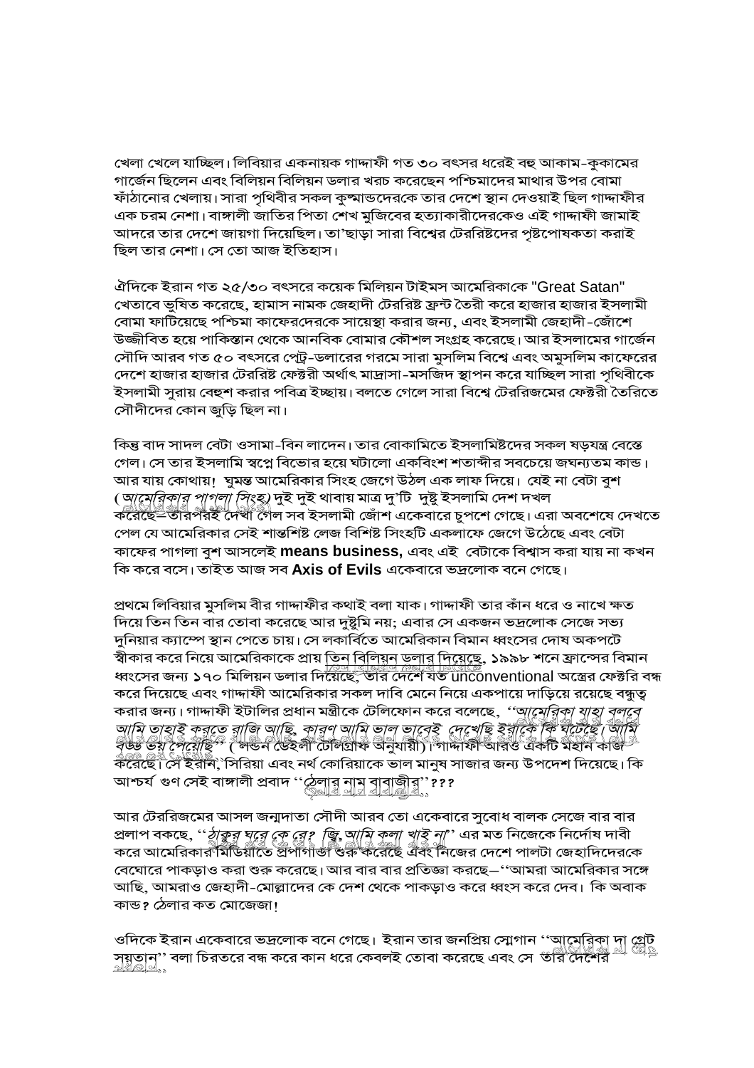খেলা খেলে যাচ্ছিল। লিবিয়ার একনায়ক গাদ্দাফী গত ৩০ বৎসর ধরেই বহু আকাম-কুকামের গার্জেন ছিলেন এবং বিলিয়ন বিলিয়ন ডলার খরচ করেছেন পশ্চিমাদের মাথার উপর বোমা ফাঁঠানোর খেলায়। সারা পৃথিবীর সকল কুষ্মান্ডদেরকে তার দেশে স্থান দেওয়াই ছিল গাদ্দাফীর এক চরম নেশা। বাঙ্গালী জাতির পিতা শেখ মুজিবের হত্যাকারীদেরকেও এই গাদ্দাফী জামাই আদরে তার দেশে জায়গা দিয়েছিল। তা'ছাড়া সারা বিশ্বের টেররিষ্টদের পৃষ্টপোষকতা করাই ছিল তার নেশা। সে তো আজ ইতিহাস।

ঐদিকে ইরান গত ২৫/৩০ বৎসরে কয়েক মিলিয়ন টাইমস আমেরিকাকে "Great Satan" খেতাবে ভুষিত করেছে, হামাস নামক জেহাদী টেররিষ্ট ফ্রন্ট তৈরী করে হাজার হাজার ইসলামী বোমা ফাটিয়েছে পশ্চিমা কাফেরদেরকে সায়েস্তা করার জন্য, এবং ইসলামী জেহাদী-জোঁশে উজ্জীবিত হয়ে পাকিস্তান থেকে আনবিক বোমার কৌশল সংগ্রহ করেছে। আর ইসলামের গার্জেন সৌদি আরব গত ৫০ বৎসরে পেট্রো-ডলারের গরমে সারা মুসলিম বিশ্বে এবং অমুসলিম কাফেরের দেশে হাজার হাজার টেররিষ্ট ফেক্টরী অর্থাৎ মাদ্রাসা-মসজিদ স্থাপন করে যাচ্ছিল সারা পৃথিবীকে ইসলামী সুরায় বেহুশ করার পবিত্র ইচ্ছায়। বলতে গেলে সারা বিশ্বে টেররিজমের ফেক্টরী তৈরিতে সৌদীদের কোন জুড়ি ছিল না।

কিন্তু বাদ সাদল বেটা ওসামা-বিন লাদেন। তার বোকামিতে ইসলামিষ্টদের সকল ষড়যন্ত্র বেস্তে গেল। সে তার ইসলামি স্বপ্নে বিভোর হয়ে ঘটালো একবিংশ শতাব্দীর সবচেয়ে জঘন্যতম কান্ড। আর যায় কোথায়! ঘুমন্ত আমেরিকার সিংহ জেগে উঠল এক লাফ দিয়ে। যেই না বেটা বুশ (*আমেরিকার পাগলা সিংহ*) দুই দুই থাবায় মাত্র দু'টি দুষ্টু ইসলামি দেশ দখল করেছে–তারপরই দেখা গেল সব ইসলামী জোঁশ একেবারে চুপশে গেছে। এরা অবশেষে দেখতে পেল যে আমেরিকার সেই শান্তশিষ্ট লেজ বিশিষ্ট সিংহটি একলাফে জেগে উঠেছে এবং বেটা কাফের পাগলা বুশ আসলেই **means business,** এবং এই বেটাকে বিশ্বাস করা যায় না কখন কি করে বসে। তাইত আজ সব **Axis of Evils** একেবারে ভদ্রলোক বনে গেছে।

প্রথমে লিবিয়ার মুসলিম বীর গাদ্দাফীর কথাই বলা যাক। গাদ্দাফী তার কাঁন ধরে ও নাখে ক্ষত দিয়ে তিন তিন বার তোবা করেছে আর দুষ্টুমি নয়; এবার সে একজন ভদ্রলোক সেজে সভ্য দুনিয়ার ক্যাম্পে স্থান পেতে চায়। সে লকার্বিতে আমেরিকান বিমান ধ্বংসের দোষ অকপটে স্বীকার করে নিয়ে আমেরিকাকে প্রায় তিন বিলিয়ন ডলার দিয়েছে, ১৯৯৮ শনে ফ্রান্সের বিমান ধ্বংসের জন্য ১৭০ মিলিয়ন ডলার দিয়েছে, তার দেশে যত unconventional অস্ত্রের ফেক্টরি বন্ধ করে দিয়েছে এবং গাদ্দাফী আমেরিকার সকল দাবি মেনে নিয়ে একপায়ে দাড়িয়ে রয়েছে বন্ধুত্ব করার জন্য। গাদ্দাফী ইটালির প্রধান মন্ত্রীকে টেলিফোন করে বলেছে, *''আমেরিকা যাহা বলবে আমি তাহাই করতে রাজি আছি, কারণ আমি ভাল ভাবেই দেখেছি ইরাকে কি ঘটেছে। আমি বড্ড ভয় পেয়েছি''* ( লন্ডন ডেইলী টেলিগ্রাফ অনুযায়ী)। গাদ্দাফী আরও একটি মহান কাজ করেছে। সে ইরান, সিরিয়া এবং নর্থ কোরিয়াকে ভাল মানুষ সাজার জন্য উপদেশ দিয়েছে। কি আশ্চর্য গুণ সেই বাঙ্গালী প্রবাদ ''*ঠেলার নাম বাবাজীর*''***???***

আর টেররিজমের আসল জন্মদাতা সৌদী আরব তো একেবারে সুবোধ বালক সেজে বার বার প্রলাপ বকছে, ''*ঠাকুর ঘরে কে রে? জ্বি, আমি কলা খাই না*'' এর মত নিজেকে নির্দোষ দাবী করে আমেরিকার মিডিয়াতে প্রপাগান্ডা শুরু করেছে এবং নিজের দেশে পালটা জেহাদিদেরকে বেঘোরে পাকড়াও করা শুরু করেছে। আর বার বার প্রতিজ্ঞা করছে–''আমরা আমেরিকার সঙ্গে আছি, আমরাও জেহাদী-মোল্লাদের কে দেশ থেকে পাকড়াও করে ধ্বংস করে দেব। কি অবাক কান্ড? ঠেলার কত মোজেজা!

ওদিকে ইরান একেবারে ভদ্রলোক বনে গেছে। ইরান তার জনপ্রিয় স্লোগান ''আমেরিকা দা গ্রেট সয়তান'' বলা চিরতরে বন্ধ করে কান ধরে কেবলই তোবা করেছে এবং সে তার দেশের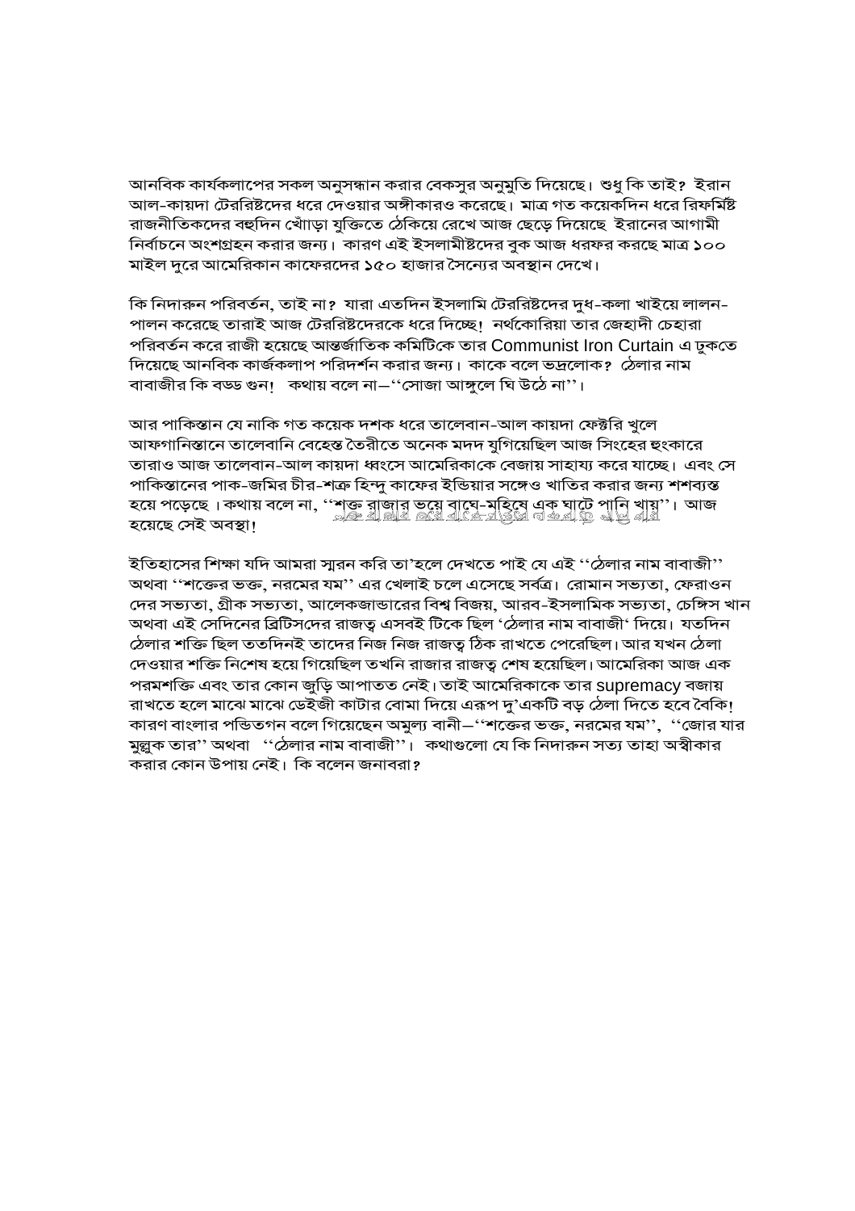আনবিক কার্যকলাপের সকল অনুসন্ধান করার বেকসুর অনুমুতি দিয়েছে। শুধু কি তাই? ইরান আল-কায়দা টেররিষ্টদের ধরে দেওয়ার অঙ্গীকারও করেছে। মাত্র গত কয়েকদিন ধরে রিফর্মিষ্ট রাজনীতিকদের বহুদিন খোঁড়া যুক্তিতে ঠেকিয়ে রেখে আজ ছেড়ে দিয়েছে ইরানের আগামী নির্বাচনে অংশগ্রহন করার জন্য। কারণ এই ইসলামীষ্টদের বুক আজ ধরফর করছে মাত্র ১০০ মাইল দুরে আমেরিকান কাফেরদের ১৫০ হাজার সৈন্যের অবস্থান দেখে।

কি নিদারুন পরিবর্তন, তাই না? যারা এতদিন ইসলামি টেররিষ্টদের দুধ-কলা খাইয়ে লালন-পালন করেছে তারাই আজ টেররিষ্টদেরকে ধরে দিচ্ছে! নর্থকোরিয়া তার জেহাদী চেহারা পরিবর্তন করে রাজী হয়েছে আন্তর্জাতিক কমিটিকে তার Communist Iron Curtain এ ঢুকতে দিয়েছে আনবিক কার্জকলাপ পরিদর্শন করার জন্য। কাকে বলে ভদ্রলোক? ঠেলার নাম বাবাজীর কি বড্ড গুন! কথায় বলে না—''সোজা আঙ্গুলে ঘি উঠে না''।

আর পাকিস্তান যে নাকি গত কয়েক দশক ধরে তালেবান-আল কায়দা ফেক্টরি খুলে আফগানিস্তানে তালেবানি বেহেস্ত তৈরীতে অনেক মদদ যুগিয়েছিল আজ সিংহের হুংকারে তারাও আজ তালেবান-আল কায়দা ধ্বংসে আমেরিকাকে বেজায় সাহায্য করে যাচ্ছে। এবং সে পাকিস্তানের পাক-জমির চীর-শত্রু হিন্দু কাফের ইন্ডিয়ার সঙ্গেও খাতির করার জন্য শশব্যস্ত হয়ে পড়েছে। কথায় বলে না, ''শক্ত রাজার ভয়ে বাঘে-মহিষে এক ঘাটে পানি খায়''। আজ হয়েছে সেই অবস্থা!

ইতিহাসের শিক্ষা যদি আমরা স্মরন করি তা'হলে দেখতে পাই যে এই ''ঠেলার নাম বাবাজী'' অথবা ''শক্তের ভক্ত, নরমের যম'' এর খেলাই চলে এসেছে সর্বত্র। রোমান সভ্যতা, ফেরাওন দের সভ্যতা, গ্রীক সভ্যতা, আলেকজান্ডারের বিশ্ব বিজয়, আরব-ইসলামিক সভ্যতা, চেঙ্গিস খান অথবা এই সেদিনের ব্রিটিসদের রাজত্ব এসবই টিকে ছিল 'ঠেলার নাম বাবাজী' দিয়ে। যতদিন ঠেলার শক্তি ছিল ততদিনই তাদের নিজ নিজ রাজত্ব ঠিক রাখতে পেরেছিল। আর যখন ঠেলা দেওয়ার শক্তি নিশেষ হয়ে গিয়েছিল তখনি রাজার রাজত্ব শেষ হয়েছিল। আমেরিকা আজ এক পরমশক্তি এবং তার কোন জুড়ি আপাতত নেই। তাই আমেরিকাকে তার supremacy বজায় রাখতে হলে মাঝে মাঝে ডেইজী কাটার বোমা দিয়ে এরূপ দু'একটি বড় ঠেলা দিতে হবে বৈকি! কারণ বাংলার পন্ডিতগন বলে গিয়েছেন অমুল্য বানী—''শক্তের ভক্ত, নরমের যম'', ''জোর যার মুল্লুক তার'' অথবা ''ঠেলার নাম বাবাজী''। কথাগুলো যে কি নিদারুন সত্য তাহা অস্বীকার করার কোন উপায় নেই। কি বলেন জনাবরা?